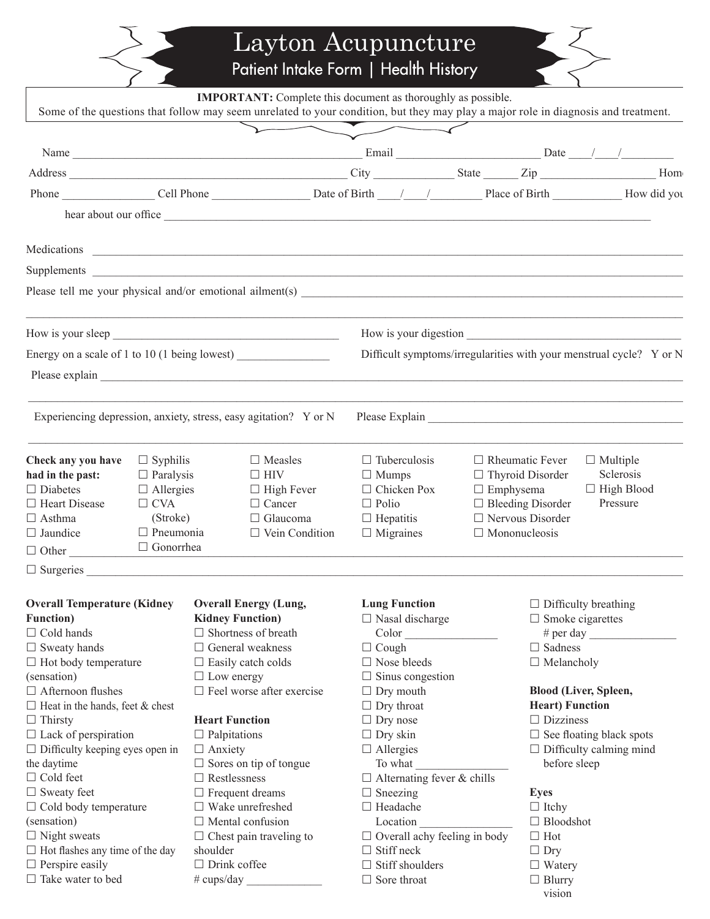# Layton Acupuncture

## Patient Intake Form | Health History

**IMPORTANT:** Complete this document as thoroughly as possible.
Some of the questions that follow may seem unrelated to your condition, but they may play a major role in diagnosis and treatment.

Name ____________________ Email ____________________ Date ___/___/______

Address ____________________ City ____________ State _____ Zip __________ Home Phone ____________ Cell Phone ____________ Date of Birth ___/___/______ Place of Birth __________ How did you hear about our office ____________________

Medications ____________________

Supplements ____________________

Please tell me your physical and/or emotional ailment(s) ____________________

How is your sleep ____________________

How is your digestion ____________________

Energy on a scale of 1 to 10 (1 being lowest) __________

Difficult symptoms/irregularities with your menstrual cycle? Y or N

Please explain ____________________

Experiencing depression, anxiety, stress, easy agitation? Y or N

Please Explain ____________________

**Check any you have had in the past:**

- ☐ Diabetes
- ☐ Heart Disease
- ☐ Asthma
- ☐ Jaundice
- ☐ Syphilis
- ☐ Paralysis
- ☐ Allergies
- ☐ CVA (Stroke)
- ☐ Pneumonia
- ☐ Gonorrhea
- ☐ Measles
- ☐ HIV
- ☐ High Fever
- ☐ Cancer
- ☐ Glaucoma
- ☐ Vein Condition
- ☐ Tuberculosis
- ☐ Mumps
- ☐ Chicken Pox
- ☐ Polio
- ☐ Hepatitis
- ☐ Migraines
- ☐ Rheumatic Fever
- ☐ Thyroid Disorder
- ☐ Emphysema
- ☐ Bleeding Disorder
- ☐ Nervous Disorder
- ☐ Mononucleosis
- ☐ Multiple Sclerosis
- ☐ High Blood Pressure
- ☐ Other ____________________
- ☐ Surgeries ____________________

**Overall Temperature (Kidney Function)**

- ☐ Cold hands
- ☐ Sweaty hands
- ☐ Hot body temperature (sensation)
- ☐ Afternoon flushes
- ☐ Heat in the hands, feet & chest
- ☐ Thirsty
- ☐ Lack of perspiration
- ☐ Difficulty keeping eyes open in the daytime
- ☐ Cold feet
- ☐ Sweaty feet
- ☐ Cold body temperature (sensation)
- ☐ Night sweats
- ☐ Hot flashes any time of the day
- ☐ Perspire easily
- ☐ Take water to bed

**Overall Energy (Lung, Kidney Function)**

- ☐ Shortness of breath
- ☐ General weakness
- ☐ Easily catch colds
- ☐ Low energy
- ☐ Feel worse after exercise

**Heart Function**

- ☐ Palpitations
- ☐ Anxiety
- ☐ Sores on tip of tongue
- ☐ Restlessness
- ☐ Frequent dreams
- ☐ Wake unrefreshed
- ☐ Mental confusion
- ☐ Chest pain traveling to shoulder
- ☐ Drink coffee
  # cups/day __________

**Lung Function**

- ☐ Nasal discharge
  Color __________
- ☐ Cough
- ☐ Nose bleeds
- ☐ Sinus congestion
- ☐ Dry mouth
- ☐ Dry throat
- ☐ Dry nose
- ☐ Dry skin
- ☐ Allergies
  To what __________
- ☐ Alternating fever & chills
- ☐ Sneezing
- ☐ Headache
  Location __________
- ☐ Overall achy feeling in body
- ☐ Stiff neck
- ☐ Stiff shoulders
- ☐ Sore throat
- ☐ Difficulty breathing
- ☐ Smoke cigarettes
  # per day __________
- ☐ Sadness
- ☐ Melancholy

**Blood (Liver, Spleen, Heart) Function**

- ☐ Dizziness
- ☐ See floating black spots
- ☐ Difficulty calming mind before sleep

**Eyes**

- ☐ Itchy
- ☐ Bloodshot
- ☐ Hot
- ☐ Dry
- ☐ Watery
- ☐ Blurry vision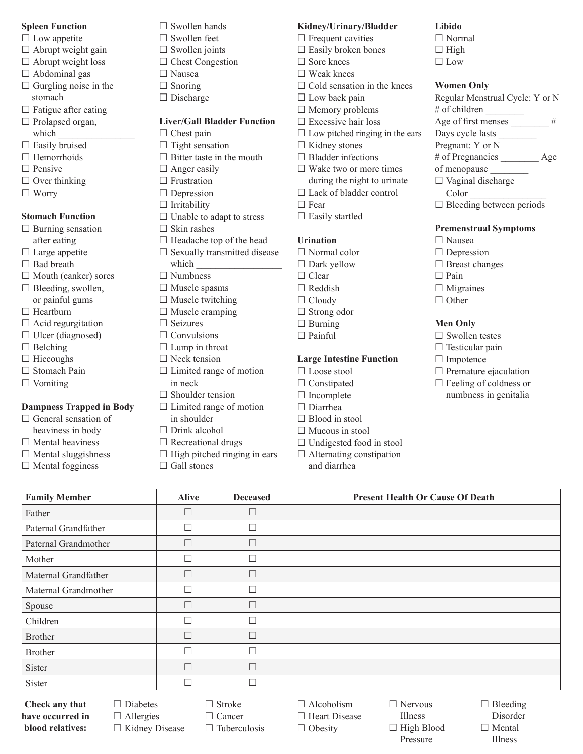**Spleen Function**

- ☐ Low appetite
- ☐ Abrupt weight gain
- ☐ Abrupt weight loss
- ☐ Abdominal gas
- ☐ Gurgling noise in the stomach
- ☐ Fatigue after eating
- ☐ Prolapsed organ, which ________________
- ☐ Easily bruised
- ☐ Hemorrhoids
- ☐ Pensive
- ☐ Over thinking
- ☐ Worry

**Stomach Function**

- ☐ Burning sensation after eating
- ☐ Large appetite
- ☐ Bad breath
- ☐ Mouth (canker) sores
- ☐ Bleeding, swollen, or painful gums
- ☐ Heartburn
- ☐ Acid regurgitation
- ☐ Ulcer (diagnosed)
- ☐ Belching
- ☐ Hiccoughs
- ☐ Stomach Pain
- ☐ Vomiting

**Dampness Trapped in Body**

- ☐ General sensation of heaviness in body
- ☐ Mental heaviness
- ☐ Mental sluggishness
- ☐ Mental fogginess
- ☐ Swollen hands
- ☐ Swollen feet
- ☐ Swollen joints
- ☐ Chest Congestion
- ☐ Nausea
- ☐ Snoring
- ☐ Discharge

**Liver/Gall Bladder Function**

- ☐ Chest pain
- ☐ Tight sensation
- ☐ Bitter taste in the mouth
- ☐ Anger easily
- ☐ Frustration
- ☐ Depression
- ☐ Irritability
- ☐ Unable to adapt to stress
- ☐ Skin rashes
- ☐ Headache top of the head
- ☐ Sexually transmitted disease which __________________
- ☐ Numbness
- ☐ Muscle spasms
- ☐ Muscle twitching
- ☐ Muscle cramping
- ☐ Seizures
- ☐ Convulsions
- ☐ Lump in throat
- ☐ Neck tension
- ☐ Limited range of motion in neck
- ☐ Shoulder tension
- ☐ Limited range of motion in shoulder
- ☐ Drink alcohol
- ☐ Recreational drugs
- ☐ High pitched ringing in ears
- ☐ Gall stones

**Kidney/Urinary/Bladder**

- ☐ Frequent cavities
- ☐ Easily broken bones
- ☐ Sore knees
- ☐ Weak knees
- ☐ Cold sensation in the knees
- ☐ Low back pain
- ☐ Memory problems
- ☐ Excessive hair loss
- ☐ Low pitched ringing in the ears
- ☐ Kidney stones
- ☐ Bladder infections
- ☐ Wake two or more times during the night to urinate
- ☐ Lack of bladder control
- ☐ Fear
- ☐ Easily startled

**Urination**

- ☐ Normal color
- ☐ Dark yellow
- ☐ Clear
- ☐ Reddish
- ☐ Cloudy
- ☐ Strong odor
- ☐ Burning
- ☐ Painful

**Large Intestine Function**

- ☐ Loose stool
- ☐ Constipated
- ☐ Incomplete
- ☐ Diarrhea
- ☐ Blood in stool
- ☐ Mucous in stool
- ☐ Undigested food in stool
- ☐ Alternating constipation and diarrhea

**Libido**

- ☐ Normal
- ☐ High
- ☐ Low

**Women Only**

Regular Menstrual Cycle: Y or N
\# of children ________
Age of first menses ________ # Days cycle lasts ________
Pregnant: Y or N
\# of Pregnancies ________ Age of menopause ________

- ☐ Vaginal discharge Color ________________
- ☐ Bleeding between periods

**Premenstrual Symptoms**

- ☐ Nausea
- ☐ Depression
- ☐ Breast changes
- ☐ Pain
- ☐ Migraines
- ☐ Other

**Men Only**

- ☐ Swollen testes
- ☐ Testicular pain
- ☐ Impotence
- ☐ Premature ejaculation
- ☐ Feeling of coldness or numbness in genitalia

| Family Member | Alive | Deceased | Present Health Or Cause Of Death |
|---|---|---|---|
| Father | ☐ | ☐ | |
| Paternal Grandfather | ☐ | ☐ | |
| Paternal Grandmother | ☐ | ☐ | |
| Mother | ☐ | ☐ | |
| Maternal Grandfather | ☐ | ☐ | |
| Maternal Grandmother | ☐ | ☐ | |
| Spouse | ☐ | ☐ | |
| Children | ☐ | ☐ | |
| Brother | ☐ | ☐ | |
| Brother | ☐ | ☐ | |
| Sister | ☐ | ☐ | |
| Sister | ☐ | ☐ | |

**Check any that have occurred in blood relatives:**

- ☐ Diabetes
- ☐ Allergies
- ☐ Kidney Disease
- ☐ Stroke
- ☐ Cancer
- ☐ Tuberculosis
- ☐ Alcoholism
- ☐ Heart Disease
- ☐ Obesity
- ☐ Nervous Illness
- ☐ High Blood Pressure
- ☐ Bleeding Disorder
- ☐ Mental Illness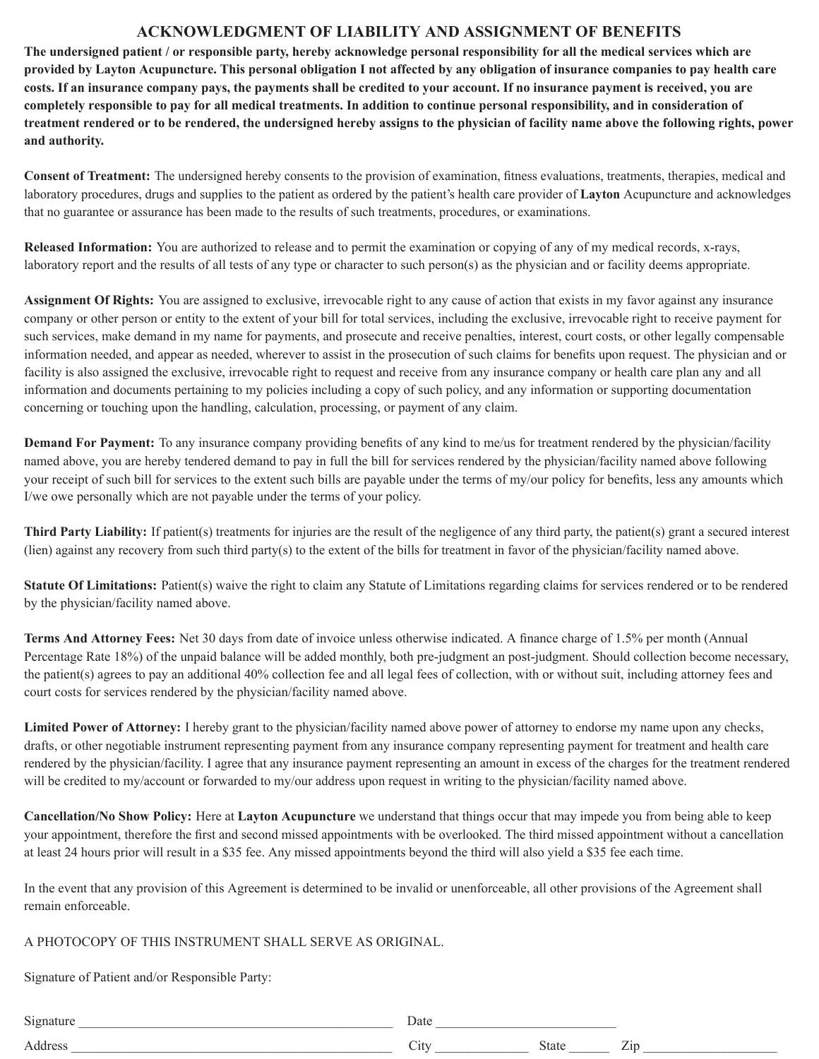# ACKNOWLEDGMENT OF LIABILITY AND ASSIGNMENT OF BENEFITS

**The undersigned patient / or responsible party, hereby acknowledge personal responsibility for all the medical services which are provided by Layton Acupuncture. This personal obligation I not affected by any obligation of insurance companies to pay health care costs. If an insurance company pays, the payments shall be credited to your account. If no insurance payment is received, you are completely responsible to pay for all medical treatments. In addition to continue personal responsibility, and in consideration of treatment rendered or to be rendered, the undersigned hereby assigns to the physician of facility name above the following rights, power and authority.**

**Consent of Treatment:** The undersigned hereby consents to the provision of examination, fitness evaluations, treatments, therapies, medical and laboratory procedures, drugs and supplies to the patient as ordered by the patient's health care provider of **Layton** Acupuncture and acknowledges that no guarantee or assurance has been made to the results of such treatments, procedures, or examinations.

**Released Information:** You are authorized to release and to permit the examination or copying of any of my medical records, x-rays, laboratory report and the results of all tests of any type or character to such person(s) as the physician and or facility deems appropriate.

**Assignment Of Rights:** You are assigned to exclusive, irrevocable right to any cause of action that exists in my favor against any insurance company or other person or entity to the extent of your bill for total services, including the exclusive, irrevocable right to receive payment for such services, make demand in my name for payments, and prosecute and receive penalties, interest, court costs, or other legally compensable information needed, and appear as needed, wherever to assist in the prosecution of such claims for benefits upon request. The physician and or facility is also assigned the exclusive, irrevocable right to request and receive from any insurance company or health care plan any and all information and documents pertaining to my policies including a copy of such policy, and any information or supporting documentation concerning or touching upon the handling, calculation, processing, or payment of any claim.

**Demand For Payment:** To any insurance company providing benefits of any kind to me/us for treatment rendered by the physician/facility named above, you are hereby tendered demand to pay in full the bill for services rendered by the physician/facility named above following your receipt of such bill for services to the extent such bills are payable under the terms of my/our policy for benefits, less any amounts which I/we owe personally which are not payable under the terms of your policy.

**Third Party Liability:** If patient(s) treatments for injuries are the result of the negligence of any third party, the patient(s) grant a secured interest (lien) against any recovery from such third party(s) to the extent of the bills for treatment in favor of the physician/facility named above.

**Statute Of Limitations:** Patient(s) waive the right to claim any Statute of Limitations regarding claims for services rendered or to be rendered by the physician/facility named above.

**Terms And Attorney Fees:** Net 30 days from date of invoice unless otherwise indicated. A finance charge of 1.5% per month (Annual Percentage Rate 18%) of the unpaid balance will be added monthly, both pre-judgment an post-judgment. Should collection become necessary, the patient(s) agrees to pay an additional 40% collection fee and all legal fees of collection, with or without suit, including attorney fees and court costs for services rendered by the physician/facility named above.

**Limited Power of Attorney:** I hereby grant to the physician/facility named above power of attorney to endorse my name upon any checks, drafts, or other negotiable instrument representing payment from any insurance company representing payment for treatment and health care rendered by the physician/facility. I agree that any insurance payment representing an amount in excess of the charges for the treatment rendered will be credited to my/account or forwarded to my/our address upon request in writing to the physician/facility named above.

**Cancellation/No Show Policy:** Here at **Layton Acupuncture** we understand that things occur that may impede you from being able to keep your appointment, therefore the first and second missed appointments with be overlooked. The third missed appointment without a cancellation at least 24 hours prior will result in a $35 fee. Any missed appointments beyond the third will also yield a $35 fee each time.

In the event that any provision of this Agreement is determined to be invalid or unenforceable, all other provisions of the Agreement shall remain enforceable.

A PHOTOCOPY OF THIS INSTRUMENT SHALL SERVE AS ORIGINAL.

Signature of Patient and/or Responsible Party:

Signature ______________________________________________ Date ___________________________

Address _______________________________________________ City _____________ State ______ Zip ____________________